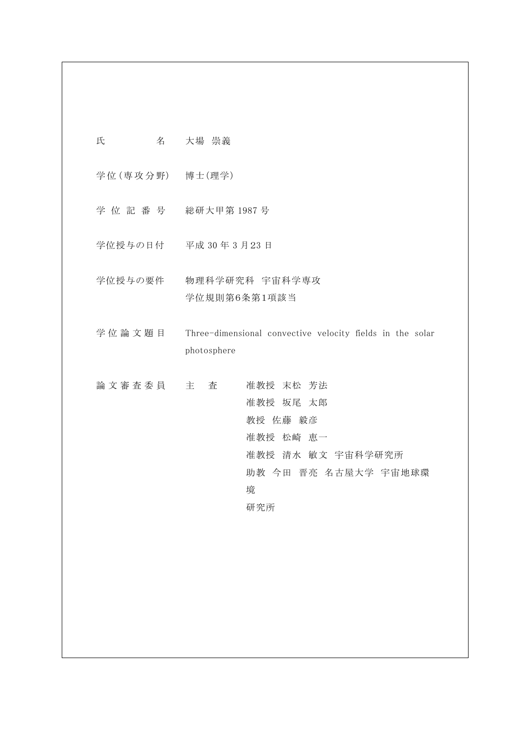| | |
|---|---|
| 氏　　　　名 | 大場　崇義 |
| 学位(専攻分野) | 博士(理学) |
| 学 位 記 番 号 | 総研大甲第 1987 号 |
| 学位授与の日付 | 平成 30 年 3 月23 日 |
| 学位授与の要件 | 物理科学研究科　宇宙科学専攻<br>学位規則第6条第1項該当 |
| 学 位 論 文 題 目 | Three-dimensional convective velocity fields in the solar photosphere |
| 論 文 審 査 委 員 | 主　査　　准教授　末松　芳法<br>准教授　坂尾　太郎<br>教授　佐藤　毅彦<br>准教授　松崎　恵一<br>准教授　清水　敏文　宇宙科学研究所<br>助教　今田　晋亮　名古屋大学　宇宙地球環境研究所 |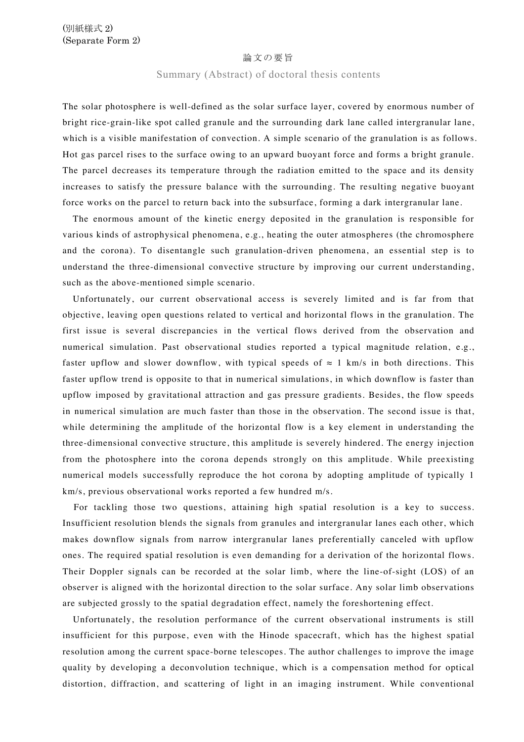(別紙様式 2)
(Separate Form 2)

# 論文の要旨

## Summary (Abstract) of doctoral thesis contents

The solar photosphere is well-defined as the solar surface layer, covered by enormous number of bright rice-grain-like spot called granule and the surrounding dark lane called intergranular lane, which is a visible manifestation of convection. A simple scenario of the granulation is as follows. Hot gas parcel rises to the surface owing to an upward buoyant force and forms a bright granule. The parcel decreases its temperature through the radiation emitted to the space and its density increases to satisfy the pressure balance with the surrounding. The resulting negative buoyant force works on the parcel to return back into the subsurface, forming a dark intergranular lane.

The enormous amount of the kinetic energy deposited in the granulation is responsible for various kinds of astrophysical phenomena, e.g., heating the outer atmospheres (the chromosphere and the corona). To disentangle such granulation-driven phenomena, an essential step is to understand the three-dimensional convective structure by improving our current understanding, such as the above-mentioned simple scenario.

Unfortunately, our current observational access is severely limited and is far from that objective, leaving open questions related to vertical and horizontal flows in the granulation. The first issue is several discrepancies in the vertical flows derived from the observation and numerical simulation. Past observational studies reported a typical magnitude relation, e.g., faster upflow and slower downflow, with typical speeds of $\approx$ 1 km/s in both directions. This faster upflow trend is opposite to that in numerical simulations, in which downflow is faster than upflow imposed by gravitational attraction and gas pressure gradients. Besides, the flow speeds in numerical simulation are much faster than those in the observation. The second issue is that, while determining the amplitude of the horizontal flow is a key element in understanding the three-dimensional convective structure, this amplitude is severely hindered. The energy injection from the photosphere into the corona depends strongly on this amplitude. While preexisting numerical models successfully reproduce the hot corona by adopting amplitude of typically 1 km/s, previous observational works reported a few hundred m/s.

For tackling those two questions, attaining high spatial resolution is a key to success. Insufficient resolution blends the signals from granules and intergranular lanes each other, which makes downflow signals from narrow intergranular lanes preferentially canceled with upflow ones. The required spatial resolution is even demanding for a derivation of the horizontal flows. Their Doppler signals can be recorded at the solar limb, where the line-of-sight (LOS) of an observer is aligned with the horizontal direction to the solar surface. Any solar limb observations are subjected grossly to the spatial degradation effect, namely the foreshortening effect.

Unfortunately, the resolution performance of the current observational instruments is still insufficient for this purpose, even with the Hinode spacecraft, which has the highest spatial resolution among the current space-borne telescopes. The author challenges to improve the image quality by developing a deconvolution technique, which is a compensation method for optical distortion, diffraction, and scattering of light in an imaging instrument. While conventional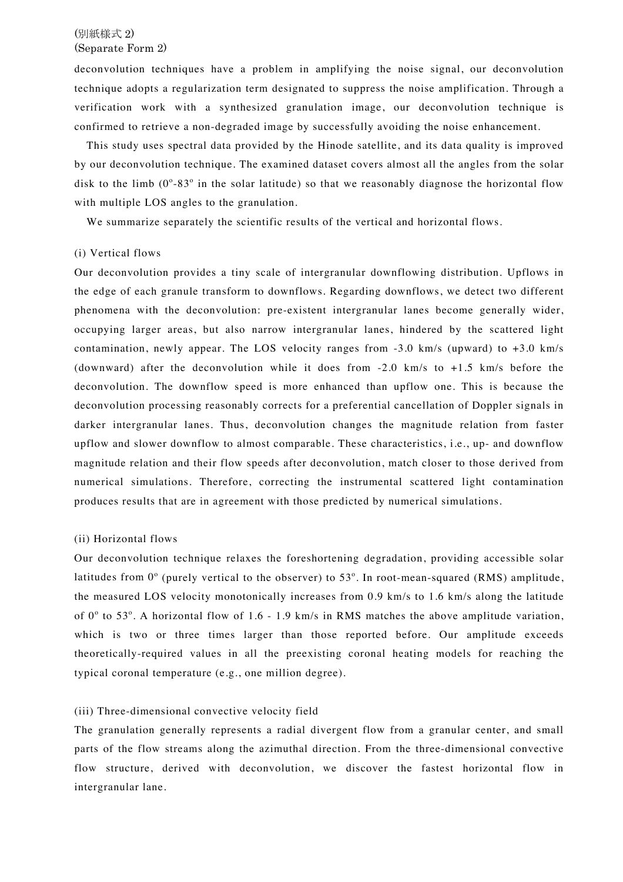(別紙様式 2)
(Separate Form 2)

deconvolution techniques have a problem in amplifying the noise signal, our deconvolution technique adopts a regularization term designated to suppress the noise amplification. Through a verification work with a synthesized granulation image, our deconvolution technique is confirmed to retrieve a non-degraded image by successfully avoiding the noise enhancement.

This study uses spectral data provided by the Hinode satellite, and its data quality is improved by our deconvolution technique. The examined dataset covers almost all the angles from the solar disk to the limb ($0^{o}$-$83^{o}$ in the solar latitude) so that we reasonably diagnose the horizontal flow with multiple LOS angles to the granulation.

We summarize separately the scientific results of the vertical and horizontal flows.

(i) Vertical flows

Our deconvolution provides a tiny scale of intergranular downflowing distribution. Upflows in the edge of each granule transform to downflows. Regarding downflows, we detect two different phenomena with the deconvolution: pre-existent intergranular lanes become generally wider, occupying larger areas, but also narrow intergranular lanes, hindered by the scattered light contamination, newly appear. The LOS velocity ranges from -3.0 km/s (upward) to +3.0 km/s (downward) after the deconvolution while it does from -2.0 km/s to +1.5 km/s before the deconvolution. The downflow speed is more enhanced than upflow one. This is because the deconvolution processing reasonably corrects for a preferential cancellation of Doppler signals in darker intergranular lanes. Thus, deconvolution changes the magnitude relation from faster upflow and slower downflow to almost comparable. These characteristics, i.e., up- and downflow magnitude relation and their flow speeds after deconvolution, match closer to those derived from numerical simulations. Therefore, correcting the instrumental scattered light contamination produces results that are in agreement with those predicted by numerical simulations.

(ii) Horizontal flows

Our deconvolution technique relaxes the foreshortening degradation, providing accessible solar latitudes from $0^{o}$ (purely vertical to the observer) to $53^{o}$. In root-mean-squared (RMS) amplitude, the measured LOS velocity monotonically increases from 0.9 km/s to 1.6 km/s along the latitude of $0^{o}$ to $53^{o}$. A horizontal flow of 1.6 - 1.9 km/s in RMS matches the above amplitude variation, which is two or three times larger than those reported before. Our amplitude exceeds theoretically-required values in all the preexisting coronal heating models for reaching the typical coronal temperature (e.g., one million degree).

(iii) Three-dimensional convective velocity field

The granulation generally represents a radial divergent flow from a granular center, and small parts of the flow streams along the azimuthal direction. From the three-dimensional convective flow structure, derived with deconvolution, we discover the fastest horizontal flow in intergranular lane.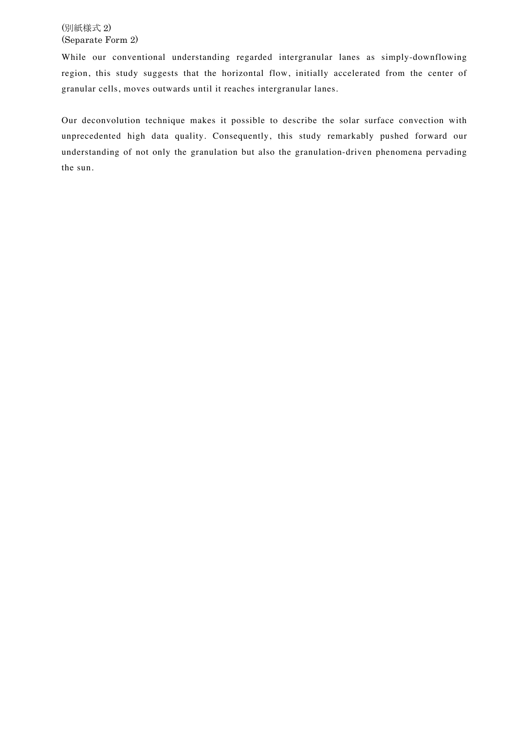(別紙様式 2)
(Separate Form 2)

While our conventional understanding regarded intergranular lanes as simply-downflowing region, this study suggests that the horizontal flow, initially accelerated from the center of granular cells, moves outwards until it reaches intergranular lanes.

Our deconvolution technique makes it possible to describe the solar surface convection with unprecedented high data quality. Consequently, this study remarkably pushed forward our understanding of not only the granulation but also the granulation-driven phenomena pervading the sun.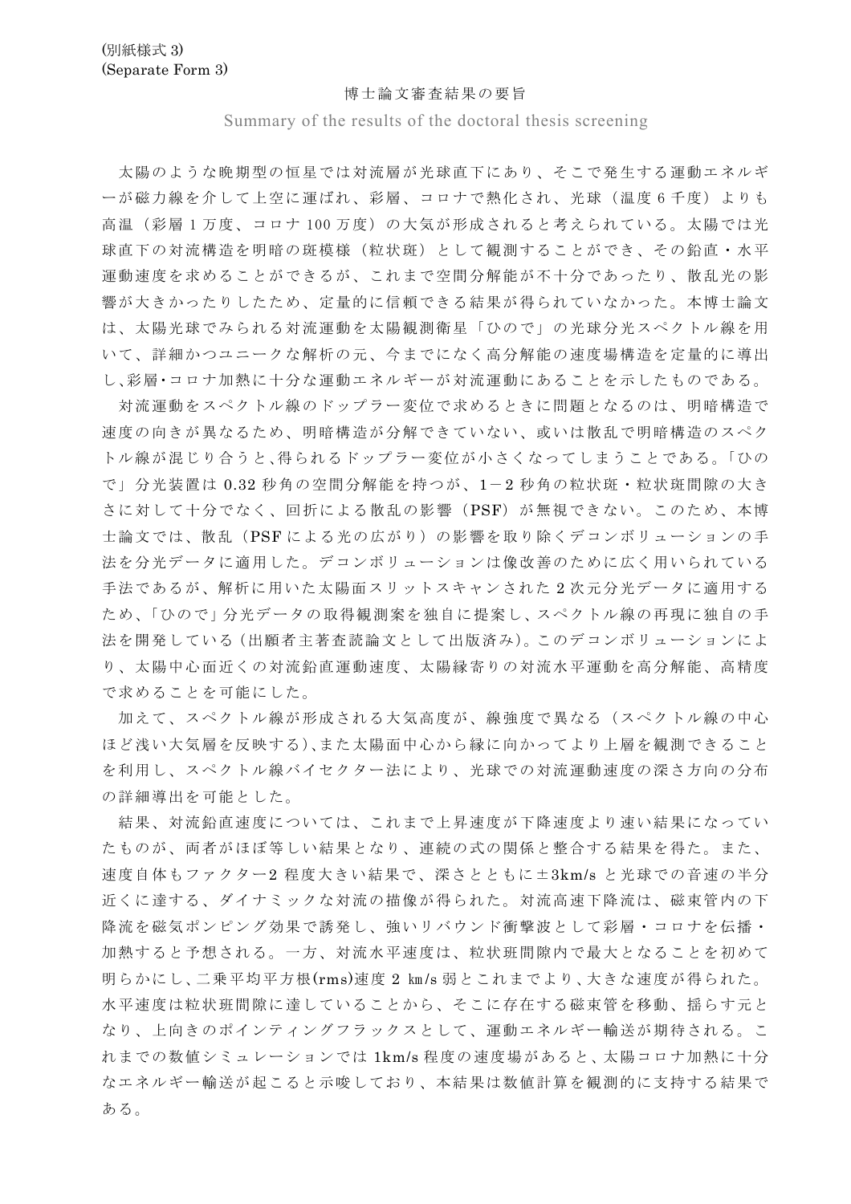(別紙様式 3)
(Separate Form 3)

# 博士論文審査結果の要旨

Summary of the results of the doctoral thesis screening

太陽のような晩期型の恒星では対流層が光球直下にあり、そこで発生する運動エネルギーが磁力線を介して上空に運ばれ、彩層、コロナで熱化され、光球（温度 6 千度）よりも高温（彩層 1 万度、コロナ 100 万度）の大気が形成されると考えられている。太陽では光球直下の対流構造を明暗の斑模様（粒状斑）として観測することができ、その鉛直・水平運動速度を求めることができるが、これまで空間分解能が不十分であったり、散乱光の影響が大きかったりしたため、定量的に信頼できる結果が得られていなかった。本博士論文は、太陽光球でみられる対流運動を太陽観測衛星「ひので」の光球分光スペクトル線を用いて、詳細かつユニークな解析の元、今までになく高分解能の速度場構造を定量的に導出し,彩層･コロナ加熱に十分な運動エネルギーが対流運動にあることを示したものである。

対流運動をスペクトル線のドップラー変位で求めるときに問題となるのは、明暗構造で速度の向きが異なるため、明暗構造が分解できていない、或いは散乱で明暗構造のスペクトル線が混じり合うと,得られるドップラー変位が小さくなってしまうことである。「ひので」分光装置は 0.32 秒角の空間分解能を持つが、1－2 秒角の粒状斑・粒状斑間隙の大きさに対して十分でなく、回折による散乱の影響（PSF）が無視できない。このため、本博士論文では、散乱（PSF による光の広がり）の影響を取り除くデコンボリューションの手法を分光データに適用した。デコンボリューションは像改善のために広く用いられている手法であるが、解析に用いた太陽面スリットスキャンされた 2 次元分光データに適用するため、「ひので」分光データの取得観測案を独自に提案し、スペクトル線の再現に独自の手法を開発している（出願者主著査読論文として出版済み）。このデコンボリューションにより、太陽中心面近くの対流鉛直運動速度、太陽縁寄りの対流水平運動を高分解能、高精度で求めることを可能にした。

加えて、スペクトル線が形成される大気高度が、線強度で異なる（スペクトル線の中心ほど浅い大気層を反映する）,また太陽面中心から縁に向かってより上層を観測できることを利用し、スペクトル線バイセクター法により、光球での対流運動速度の深さ方向の分布の詳細導出を可能とした。

結果、対流鉛直速度については、これまで上昇速度が下降速度より速い結果になっていたものが、両者がほぼ等しい結果となり、連続の式の関係と整合する結果を得た。また、速度自体もファクター2 程度大きい結果で、深さとともに±3km/s と光球での音速の半分近くに達する、ダイナミックな対流の描像が得られた。対流高速下降流は、磁束管内の下降流を磁気ポンピング効果で誘発し、強いリバウンド衝撃波として彩層・コロナを伝播・加熱すると予想される。一方、対流水平速度は、粒状班間隙内で最大となることを初めて明らかにし,二乗平均平方根(rms)速度 2 ㎞/s 弱とこれまでより,大きな速度が得られた。水平速度は粒状班間隙に達していることから、そこに存在する磁束管を移動、揺らす元となり、上向きのポインティングフラックスとして、運動エネルギー輸送が期待される。これまでの数値シミュレーションでは 1km/s 程度の速度場があると、太陽コロナ加熱に十分なエネルギー輸送が起こると示唆しており、本結果は数値計算を観測的に支持する結果である。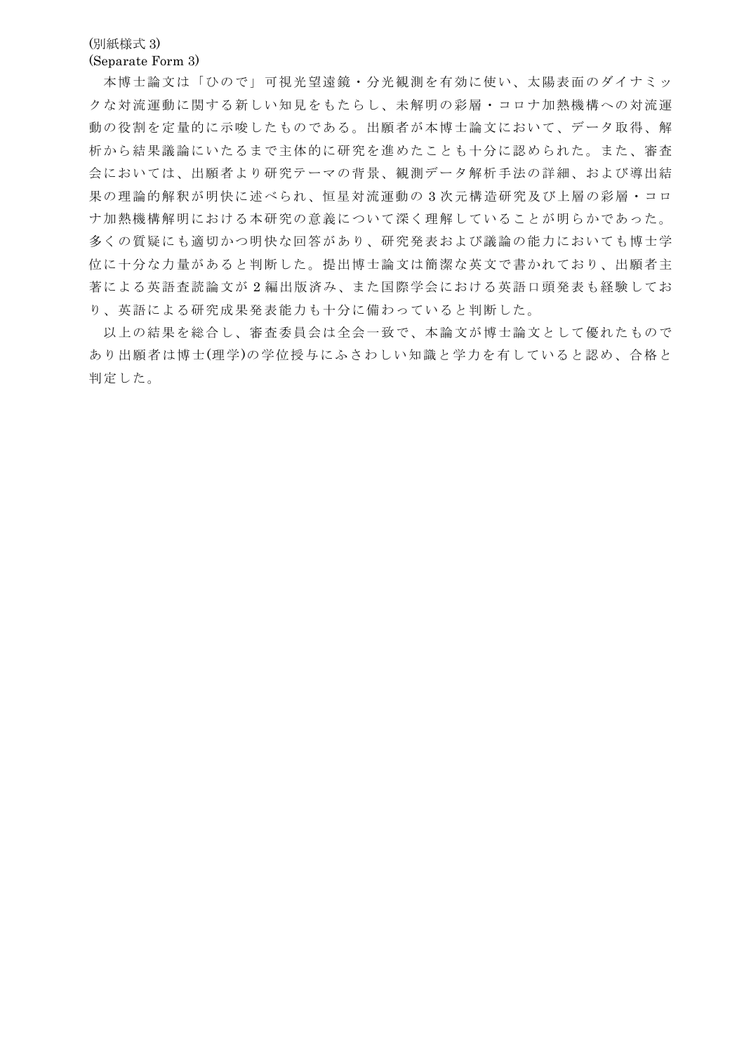(別紙様式 3)
(Separate Form 3)

本博士論文は「ひので」可視光望遠鏡・分光観測を有効に使い、太陽表面のダイナミックな対流運動に関する新しい知見をもたらし、未解明の彩層・コロナ加熱機構への対流運動の役割を定量的に示唆したものである。出願者が本博士論文において、データ取得、解析から結果議論にいたるまで主体的に研究を進めたことも十分に認められた。また、審査会においては、出願者より研究テーマの背景、観測データ解析手法の詳細、および導出結果の理論的解釈が明快に述べられ、恒星対流運動の 3 次元構造研究及び上層の彩層・コロナ加熱機構解明における本研究の意義について深く理解していることが明らかであった。多くの質疑にも適切かつ明快な回答があり、研究発表および議論の能力においても博士学位に十分な力量があると判断した。提出博士論文は簡潔な英文で書かれており、出願者主著による英語査読論文が 2 編出版済み、また国際学会における英語口頭発表も経験しており、英語による研究成果発表能力も十分に備わっていると判断した。

以上の結果を総合し、審査委員会は全会一致で、本論文が博士論文として優れたものであり出願者は博士(理学)の学位授与にふさわしい知識と学力を有していると認め、合格と判定した。